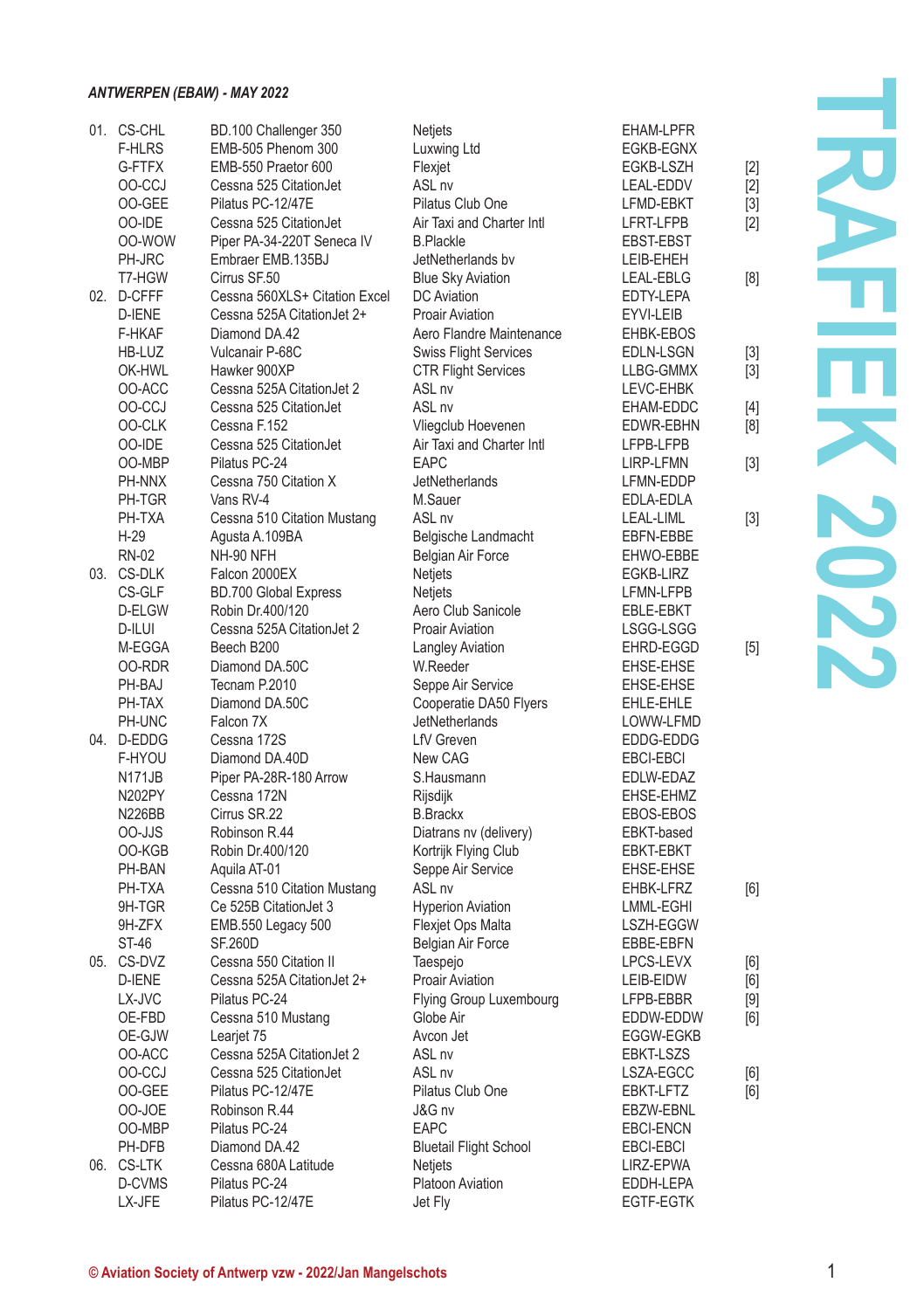***ANTWERPEN (EBAW) - MAY 2022***

| Day | Reg | Type | Operator | Route | Note |
|---|---|---|---|---|---|
| 01. | CS-CHL | BD.100 Challenger 350 | Netjets | EHAM-LPFR | |
| | F-HLRS | EMB-505 Phenom 300 | Luxwing Ltd | EGKB-EGNX | |
| | G-FTFX | EMB-550 Praetor 600 | Flexjet | EGKB-LSZH | [2] |
| | OO-CCJ | Cessna 525 CitationJet | ASL nv | LEAL-EDDV | [2] |
| | OO-GEE | Pilatus PC-12/47E | Pilatus Club One | LFMD-EBKT | [3] |
| | OO-IDE | Cessna 525 CitationJet | Air Taxi and Charter Intl | LFRT-LFPB | [2] |
| | OO-WOW | Piper PA-34-220T Seneca IV | B.Plackle | EBST-EBST | |
| | PH-JRC | Embraer EMB.135BJ | JetNetherlands bv | LEIB-EHEH | |
| | T7-HGW | Cirrus SF.50 | Blue Sky Aviation | LEAL-EBLG | [8] |
| 02. | D-CFFF | Cessna 560XLS+ Citation Excel | DC Aviation | EDTY-LEPA | |
| | D-IENE | Cessna 525A CitationJet 2+ | Proair Aviation | EYVI-LEIB | |
| | F-HKAF | Diamond DA.42 | Aero Flandre Maintenance | EHBK-EBOS | |
| | HB-LUZ | Vulcanair P-68C | Swiss Flight Services | EDLN-LSGN | [3] |
| | OK-HWL | Hawker 900XP | CTR Flight Services | LLBG-GMMX | [3] |
| | OO-ACC | Cessna 525A CitationJet 2 | ASL nv | LEVC-EHBK | |
| | OO-CCJ | Cessna 525 CitationJet | ASL nv | EHAM-EDDC | [4] |
| | OO-CLK | Cessna F.152 | Vliegclub Hoevenen | EDWR-EBHN | [8] |
| | OO-IDE | Cessna 525 CitationJet | Air Taxi and Charter Intl | LFPB-LFPB | |
| | OO-MBP | Pilatus PC-24 | EAPC | LIRP-LFMN | [3] |
| | PH-NNX | Cessna 750 Citation X | JetNetherlands | LFMN-EDDP | |
| | PH-TGR | Vans RV-4 | M.Sauer | EDLA-EDLA | |
| | PH-TXA | Cessna 510 Citation Mustang | ASL nv | LEAL-LIML | [3] |
| | H-29 | Agusta A.109BA | Belgische Landmacht | EBFN-EBBE | |
| | RN-02 | NH-90 NFH | Belgian Air Force | EHWO-EBBE | |
| 03. | CS-DLK | Falcon 2000EX | Netjets | EGKB-LIRZ | |
| | CS-GLF | BD.700 Global Express | Netjets | LFMN-LFPB | |
| | D-ELGW | Robin Dr.400/120 | Aero Club Sanicole | EBLE-EBKT | |
| | D-ILUI | Cessna 525A CitationJet 2 | Proair Aviation | LSGG-LSGG | |
| | M-EGGA | Beech B200 | Langley Aviation | EHRD-EGGD | [5] |
| | OO-RDR | Diamond DA.50C | W.Reeder | EHSE-EHSE | |
| | PH-BAJ | Tecnam P.2010 | Seppe Air Service | EHSE-EHSE | |
| | PH-TAX | Diamond DA.50C | Cooperatie DA50 Flyers | EHLE-EHLE | |
| | PH-UNC | Falcon 7X | JetNetherlands | LOWW-LFMD | |
| 04. | D-EDDG | Cessna 172S | LfV Greven | EDDG-EDDG | |
| | F-HYOU | Diamond DA.40D | New CAG | EBCI-EBCI | |
| | N171JB | Piper PA-28R-180 Arrow | S.Hausmann | EDLW-EDAZ | |
| | N202PY | Cessna 172N | Rijsdijk | EHSE-EHMZ | |
| | N226BB | Cirrus SR.22 | B.Brackx | EBOS-EBOS | |
| | OO-JJS | Robinson R.44 | Diatrans nv (delivery) | EBKT-based | |
| | OO-KGB | Robin Dr.400/120 | Kortrijk Flying Club | EBKT-EBKT | |
| | PH-BAN | Aquila AT-01 | Seppe Air Service | EHSE-EHSE | |
| | PH-TXA | Cessna 510 Citation Mustang | ASL nv | EHBK-LFRZ | [6] |
| | 9H-TGR | Ce 525B CitationJet 3 | Hyperion Aviation | LMML-EGHI | |
| | 9H-ZFX | EMB.550 Legacy 500 | Flexjet Ops Malta | LSZH-EGGW | |
| | ST-46 | SF.260D | Belgian Air Force | EBBE-EBFN | |
| 05. | CS-DVZ | Cessna 550 Citation II | Taespejo | LPCS-LEVX | [6] |
| | D-IENE | Cessna 525A CitationJet 2+ | Proair Aviation | LEIB-EIDW | [6] |
| | LX-JVC | Pilatus PC-24 | Flying Group Luxembourg | LFPB-EBBR | [9] |
| | OE-FBD | Cessna 510 Mustang | Globe Air | EDDW-EDDW | [6] |
| | OE-GJW | Learjet 75 | Avcon Jet | EGGW-EGKB | |
| | OO-ACC | Cessna 525A CitationJet 2 | ASL nv | EBKT-LSZS | |
| | OO-CCJ | Cessna 525 CitationJet | ASL nv | LSZA-EGCC | [6] |
| | OO-GEE | Pilatus PC-12/47E | Pilatus Club One | EBKT-LFTZ | [6] |
| | OO-JOE | Robinson R.44 | J&G nv | EBZW-EBNL | |
| | OO-MBP | Pilatus PC-24 | EAPC | EBCI-ENCN | |
| | PH-DFB | Diamond DA.42 | Bluetail Flight School | EBCI-EBCI | |
| 06. | CS-LTK | Cessna 680A Latitude | Netjets | LIRZ-EPWA | |
| | D-CVMS | Pilatus PC-24 | Platoon Aviation | EDDH-LEPA | |
| | LX-JFE | Pilatus PC-12/47E | Jet Fly | EGTF-EGTK | |

TRAFIEK 2022

© Aviation Society of Antwerp vzw - 2022/Jan Mangelschots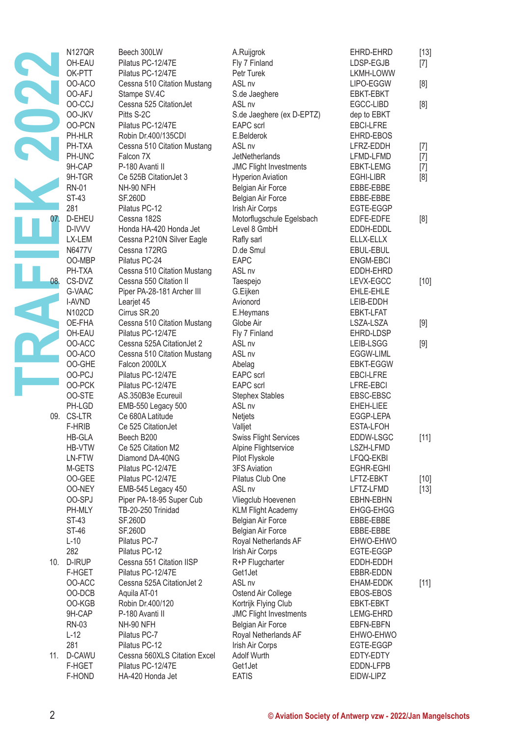# TRAFIEK 2022

| Date | Registration | Type | Operator | Route | Note |
|---|---|---|---|---|---|
| | N127QR | Beech 300LW | A.Ruijgrok | EHRD-EHRD | [13] |
| | OH-EAU | Pilatus PC-12/47E | Fly 7 Finland | LDSP-EGJB | [7] |
| | OK-PTT | Pilatus PC-12/47E | Petr Turek | LKMH-LOWW | |
| | OO-ACO | Cessna 510 Citation Mustang | ASL nv | LIPO-EGGW | [8] |
| | OO-AFJ | Stampe SV.4C | S.de Jaeghere | EBKT-EBKT | |
| | OO-CCJ | Cessna 525 CitationJet | ASL nv | EGCC-LIBD | [8] |
| | OO-JKV | Pitts S-2C | S.de Jaeghere (ex D-EPTZ) | dep to EBKT | |
| | OO-PCN | Pilatus PC-12/47E | EAPC scrl | EBCI-LFRE | |
| | PH-HLR | Robin Dr.400/135CDI | E.Belderok | EHRD-EBOS | |
| | PH-TXA | Cessna 510 Citation Mustang | ASL nv | LFRZ-EDDH | [7] |
| | PH-UNC | Falcon 7X | JetNetherlands | LFMD-LFMD | [7] |
| | 9H-CAP | P-180 Avanti II | JMC Flight Investments | EBKT-LEMG | [7] |
| | 9H-TGR | Ce 525B CitationJet 3 | Hyperion Aviation | EGHI-LIBR | [8] |
| | RN-01 | NH-90 NFH | Belgian Air Force | EBBE-EBBE | |
| | ST-43 | SF.260D | Belgian Air Force | EBBE-EBBE | |
| | 281 | Pilatus PC-12 | Irish Air Corps | EGTE-EGGP | |
| 07. | D-EHEU | Cessna 182S | Motorflugschule Egelsbach | EDFE-EDFE | [8] |
| | D-IVVV | Honda HA-420 Honda Jet | Level 8 GmbH | EDDH-EDDL | |
| | LX-LEM | Cessna P.210N Silver Eagle | Rafly sarl | ELLX-ELLX | |
| | N6477V | Cessna 172RG | D.de Smul | EBUL-EBUL | |
| | OO-MBP | Pilatus PC-24 | EAPC | ENGM-EBCI | |
| | PH-TXA | Cessna 510 Citation Mustang | ASL nv | EDDH-EHRD | |
| 08. | CS-DVZ | Cessna 550 Citation II | Taespejo | LEVX-EGCC | [10] |
| | G-VAAC | Piper PA-28-181 Archer III | G.Eijken | EHLE-EHLE | |
| | I-AVND | Learjet 45 | Avionord | LEIB-EDDH | |
| | N102CD | Cirrus SR.20 | E.Heymans | EBKT-LFAT | |
| | OE-FHA | Cessna 510 Citation Mustang | Globe Air | LSZA-LSZA | [9] |
| | OH-EAU | Pilatus PC-12/47E | Fly 7 Finland | EHRD-LDSP | |
| | OO-ACC | Cessna 525A CitationJet 2 | ASL nv | LEIB-LSGG | [9] |
| | OO-ACO | Cessna 510 Citation Mustang | ASL nv | EGGW-LIML | |
| | OO-GHE | Falcon 2000LX | Abelag | EBKT-EGGW | |
| | OO-PCJ | Pilatus PC-12/47E | EAPC scrl | EBCI-LFRE | |
| | OO-PCK | Pilatus PC-12/47E | EAPC scrl | LFRE-EBCI | |
| | OO-STE | AS.350B3e Ecureuil | Stephex Stables | EBSC-EBSC | |
| | PH-LGD | EMB-550 Legacy 500 | ASL nv | EHEH-LIEE | |
| 09. | CS-LTR | Ce 680A Latitude | Netjets | EGGP-LEPA | |
| | F-HRIB | Ce 525 CitationJet | Valljet | ESTA-LFOH | |
| | HB-GLA | Beech B200 | Swiss Flight Services | EDDW-LSGC | [11] |
| | HB-VTW | Ce 525 Citation M2 | Alpine Flightservice | LSZH-LFMD | |
| | LN-FTW | Diamond DA-40NG | Pilot Flyskole | LFQQ-EKBI | |
| | M-GETS | Pilatus PC-12/47E | 3FS Aviation | EGHR-EGHI | |
| | OO-GEE | Pilatus PC-12/47E | Pilatus Club One | LFTZ-EBKT | [10] |
| | OO-NEY | EMB-545 Legacy 450 | ASL nv | LFTZ-LFMD | [13] |
| | OO-SPJ | Piper PA-18-95 Super Cub | Vliegclub Hoevenen | EBHN-EBHN | |
| | PH-MLY | TB-20-250 Trinidad | KLM Flight Academy | EHGG-EHGG | |
| | ST-43 | SF.260D | Belgian Air Force | EBBE-EBBE | |
| | ST-46 | SF.260D | Belgian Air Force | EBBE-EBBE | |
| | L-10 | Pilatus PC-7 | Royal Netherlands AF | EHWO-EHWO | |
| | 282 | Pilatus PC-12 | Irish Air Corps | EGTE-EGGP | |
| 10. | D-IRUP | Cessna 551 Citation IISP | R+P Flugcharter | EDDH-EDDH | |
| | F-HGET | Pilatus PC-12/47E | Get1Jet | EBBR-EDDN | |
| | OO-ACC | Cessna 525A CitationJet 2 | ASL nv | EHAM-EDDK | [11] |
| | OO-DCB | Aquila AT-01 | Ostend Air College | EBOS-EBOS | |
| | OO-KGB | Robin Dr.400/120 | Kortrijk Flying Club | EBKT-EBKT | |
| | 9H-CAP | P-180 Avanti II | JMC Flight Investments | LEMG-EHRD | |
| | RN-03 | NH-90 NFH | Belgian Air Force | EBFN-EBFN | |
| | L-12 | Pilatus PC-7 | Royal Netherlands AF | EHWO-EHWO | |
| | 281 | Pilatus PC-12 | Irish Air Corps | EGTE-EGGP | |
| 11. | D-CAWU | Cessna 560XLS Citation Excel | Adolf Wurth | EDTY-EDTY | |
| | F-HGET | Pilatus PC-12/47E | Get1Jet | EDDN-LFPB | |
| | F-HOND | HA-420 Honda Jet | EATIS | EIDW-LIPZ | |

**© Aviation Society of Antwerp vzw - 2022/Jan Mangelschots**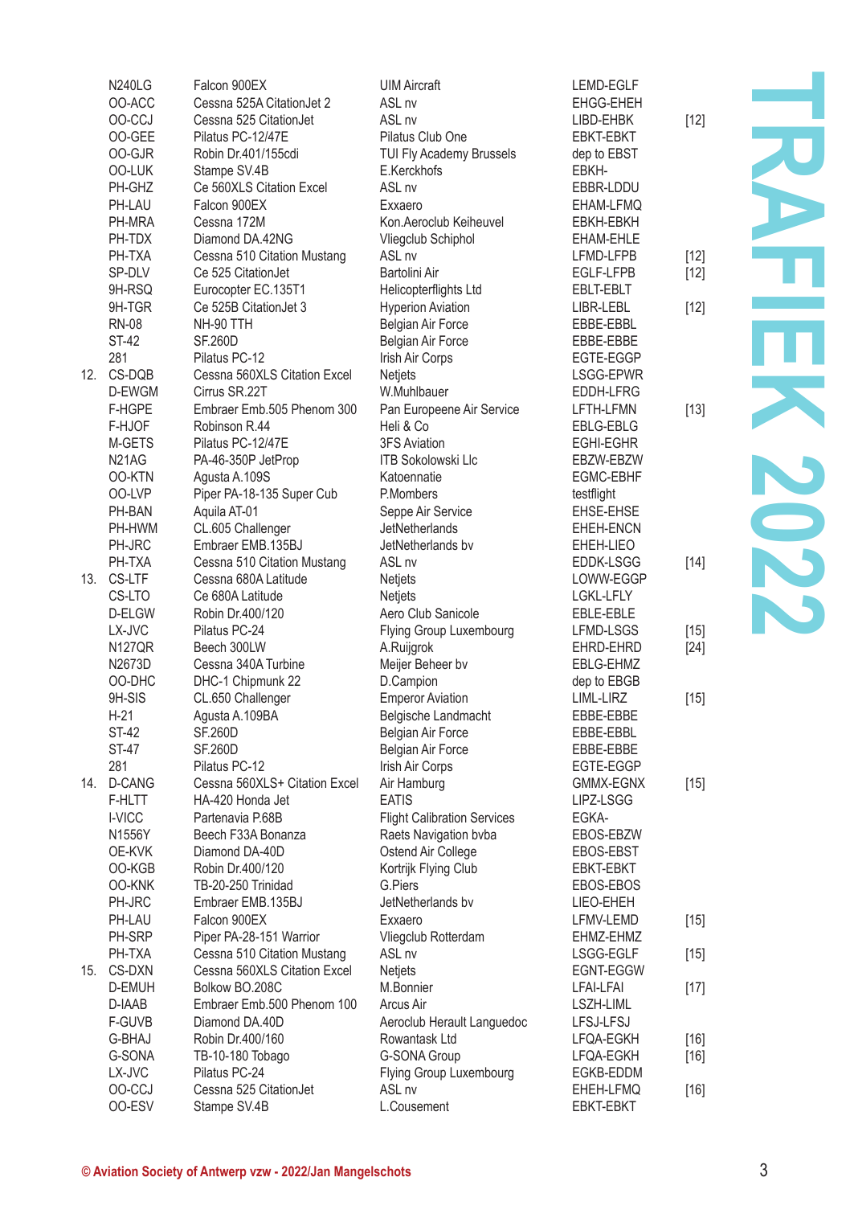| | Registration | Type | Operator | Route | Note |
|---|---|---|---|---|---|
| | N240LG | Falcon 900EX | UIM Aircraft | LEMD-EGLF | |
| | OO-ACC | Cessna 525A CitationJet 2 | ASL nv | EHGG-EHEH | |
| | OO-CCJ | Cessna 525 CitationJet | ASL nv | LIBD-EHBK | [12] |
| | OO-GEE | Pilatus PC-12/47E | Pilatus Club One | EBKT-EBKT | |
| | OO-GJR | Robin Dr.401/155cdi | TUI Fly Academy Brussels | dep to EBST | |
| | OO-LUK | Stampe SV.4B | E.Kerckhofs | EBKH- | |
| | PH-GHZ | Ce 560XLS Citation Excel | ASL nv | EBBR-LDDU | |
| | PH-LAU | Falcon 900EX | Exxaero | EHAM-LFMQ | |
| | PH-MRA | Cessna 172M | Kon.Aeroclub Keiheuvel | EBKH-EBKH | |
| | PH-TDX | Diamond DA.42NG | Vliegclub Schiphol | EHAM-EHLE | |
| | PH-TXA | Cessna 510 Citation Mustang | ASL nv | LFMD-LFPB | [12] |
| | SP-DLV | Ce 525 CitationJet | Bartolini Air | EGLF-LFPB | [12] |
| | 9H-RSQ | Eurocopter EC.135T1 | Helicopterflights Ltd | EBLT-EBLT | |
| | 9H-TGR | Ce 525B CitationJet 3 | Hyperion Aviation | LIBR-LEBL | [12] |
| | RN-08 | NH-90 TTH | Belgian Air Force | EBBE-EBBL | |
| | ST-42 | SF.260D | Belgian Air Force | EBBE-EBBE | |
| | 281 | Pilatus PC-12 | Irish Air Corps | EGTE-EGGP | |
| 12. | CS-DQB | Cessna 560XLS Citation Excel | Netjets | LSGG-EPWR | |
| | D-EWGM | Cirrus SR.22T | W.Muhlbauer | EDDH-LFRG | |
| | F-HGPE | Embraer Emb.505 Phenom 300 | Pan Europeene Air Service | LFTH-LFMN | [13] |
| | F-HJOF | Robinson R.44 | Heli & Co | EBLG-EBLG | |
| | M-GETS | Pilatus PC-12/47E | 3FS Aviation | EGHI-EGHR | |
| | N21AG | PA-46-350P JetProp | ITB Sokolowski Llc | EBZW-EBZW | |
| | OO-KTN | Agusta A.109S | Katoennatie | EGMC-EBHF | |
| | OO-LVP | Piper PA-18-135 Super Cub | P.Mombers | testflight | |
| | PH-BAN | Aquila AT-01 | Seppe Air Service | EHSE-EHSE | |
| | PH-HWM | CL.605 Challenger | JetNetherlands | EHEH-ENCN | |
| | PH-JRC | Embraer EMB.135BJ | JetNetherlands bv | EHEH-LIEO | |
| | PH-TXA | Cessna 510 Citation Mustang | ASL nv | EDDK-LSGG | [14] |
| 13. | CS-LTF | Cessna 680A Latitude | Netjets | LOWW-EGGP | |
| | CS-LTO | Ce 680A Latitude | Netjets | LGKL-LFLY | |
| | D-ELGW | Robin Dr.400/120 | Aero Club Sanicole | EBLE-EBLE | |
| | LX-JVC | Pilatus PC-24 | Flying Group Luxembourg | LFMD-LSGS | [15] |
| | N127QR | Beech 300LW | A.Ruijgrok | EHRD-EHRD | [24] |
| | N2673D | Cessna 340A Turbine | Meijer Beheer bv | EBLG-EHMZ | |
| | OO-DHC | DHC-1 Chipmunk 22 | D.Campion | dep to EBGB | |
| | 9H-SIS | CL.650 Challenger | Emperor Aviation | LIML-LIRZ | [15] |
| | H-21 | Agusta A.109BA | Belgische Landmacht | EBBE-EBBE | |
| | ST-42 | SF.260D | Belgian Air Force | EBBE-EBBL | |
| | ST-47 | SF.260D | Belgian Air Force | EBBE-EBBE | |
| | 281 | Pilatus PC-12 | Irish Air Corps | EGTE-EGGP | |
| 14. | D-CANG | Cessna 560XLS+ Citation Excel | Air Hamburg | GMMX-EGNX | [15] |
| | F-HLTT | HA-420 Honda Jet | EATIS | LIPZ-LSGG | |
| | I-VICC | Partenavia P.68B | Flight Calibration Services | EGKA- | |
| | N1556Y | Beech F33A Bonanza | Raets Navigation bvba | EBOS-EBZW | |
| | OE-KVK | Diamond DA-40D | Ostend Air College | EBOS-EBST | |
| | OO-KGB | Robin Dr.400/120 | Kortrijk Flying Club | EBKT-EBKT | |
| | OO-KNK | TB-20-250 Trinidad | G.Piers | EBOS-EBOS | |
| | PH-JRC | Embraer EMB.135BJ | JetNetherlands bv | LIEO-EHEH | |
| | PH-LAU | Falcon 900EX | Exxaero | LFMV-LEMD | [15] |
| | PH-SRP | Piper PA-28-151 Warrior | Vliegclub Rotterdam | EHMZ-EHMZ | |
| | PH-TXA | Cessna 510 Citation Mustang | ASL nv | LSGG-EGLF | [15] |
| 15. | CS-DXN | Cessna 560XLS Citation Excel | Netjets | EGNT-EGGW | |
| | D-EMUH | Bolkow BO.208C | M.Bonnier | LFAI-LFAI | [17] |
| | D-IAAB | Embraer Emb.500 Phenom 100 | Arcus Air | LSZH-LIML | |
| | F-GUVB | Diamond DA.40D | Aeroclub Herault Languedoc | LFSJ-LFSJ | |
| | G-BHAJ | Robin Dr.400/160 | Rowantask Ltd | LFQA-EGKH | [16] |
| | G-SONA | TB-10-180 Tobago | G-SONA Group | LFQA-EGKH | [16] |
| | LX-JVC | Pilatus PC-24 | Flying Group Luxembourg | EGKB-EDDM | |
| | OO-CCJ | Cessna 525 CitationJet | ASL nv | EHEH-LFMQ | [16] |
| | OO-ESV | Stampe SV.4B | L.Cousement | EBKT-EBKT | |

© Aviation Society of Antwerp vzw - 2022/Jan Mangelschots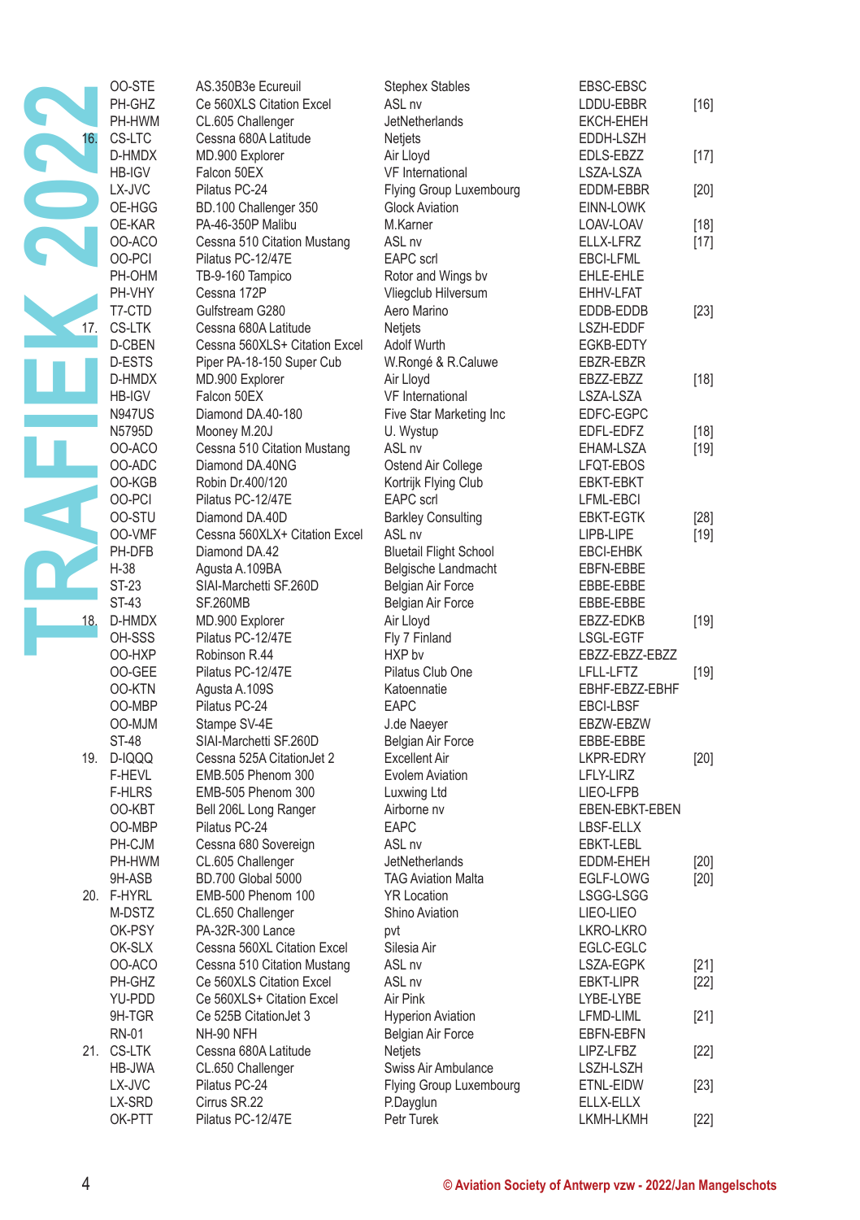# TRAFIEK 2022

| Day | Registration | Type | Operator | Route | Ref |
|---|---|---|---|---|---|
| | OO-STE | AS.350B3e Ecureuil | Stephex Stables | EBSC-EBSC | |
| | PH-GHZ | Ce 560XLS Citation Excel | ASL nv | LDDU-EBBR | [16] |
| | PH-HWM | CL.605 Challenger | JetNetherlands | EKCH-EHEH | |
| 16. | CS-LTC | Cessna 680A Latitude | Netjets | EDDH-LSZH | |
| | D-HMDX | MD.900 Explorer | Air Lloyd | EDLS-EBZZ | [17] |
| | HB-IGV | Falcon 50EX | VF International | LSZA-LSZA | |
| | LX-JVC | Pilatus PC-24 | Flying Group Luxembourg | EDDM-EBBR | [20] |
| | OE-HGG | BD.100 Challenger 350 | Glock Aviation | EINN-LOWK | |
| | OE-KAR | PA-46-350P Malibu | M.Karner | LOAV-LOAV | [18] |
| | OO-ACO | Cessna 510 Citation Mustang | ASL nv | ELLX-LFRZ | [17] |
| | OO-PCI | Pilatus PC-12/47E | EAPC scrl | EBCI-LFML | |
| | PH-OHM | TB-9-160 Tampico | Rotor and Wings bv | EHLE-EHLE | |
| | PH-VHY | Cessna 172P | Vliegclub Hilversum | EHHV-LFAT | |
| | T7-CTD | Gulfstream G280 | Aero Marino | EDDB-EDDB | [23] |
| 17. | CS-LTK | Cessna 680A Latitude | Netjets | LSZH-EDDF | |
| | D-CBEN | Cessna 560XLS+ Citation Excel | Adolf Wurth | EGKB-EDTY | |
| | D-ESTS | Piper PA-18-150 Super Cub | W.Rongé & R.Caluwe | EBZR-EBZR | |
| | D-HMDX | MD.900 Explorer | Air Lloyd | EBZZ-EBZZ | [18] |
| | HB-IGV | Falcon 50EX | VF International | LSZA-LSZA | |
| | N947US | Diamond DA.40-180 | Five Star Marketing Inc | EDFC-EGPC | |
| | N5795D | Mooney M.20J | U. Wystup | EDFL-EDFZ | [18] |
| | OO-ACO | Cessna 510 Citation Mustang | ASL nv | EHAM-LSZA | [19] |
| | OO-ADC | Diamond DA.40NG | Ostend Air College | LFQT-EBOS | |
| | OO-KGB | Robin Dr.400/120 | Kortrijk Flying Club | EBKT-EBKT | |
| | OO-PCI | Pilatus PC-12/47E | EAPC scrl | LFML-EBCI | |
| | OO-STU | Diamond DA.40D | Barkley Consulting | EBKT-EGTK | [28] |
| | OO-VMF | Cessna 560XLX+ Citation Excel | ASL nv | LIPB-LIPE | [19] |
| | PH-DFB | Diamond DA.42 | Bluetail Flight School | EBCI-EHBK | |
| | H-38 | Agusta A.109BA | Belgische Landmacht | EBFN-EBBE | |
| | ST-23 | SIAI-Marchetti SF.260D | Belgian Air Force | EBBE-EBBE | |
| | ST-43 | SF.260MB | Belgian Air Force | EBBE-EBBE | |
| 18. | D-HMDX | MD.900 Explorer | Air Lloyd | EBZZ-EDKB | [19] |
| | OH-SSS | Pilatus PC-12/47E | Fly 7 Finland | LSGL-EGTF | |
| | OO-HXP | Robinson R.44 | HXP bv | EBZZ-EBZZ-EBZZ | |
| | OO-GEE | Pilatus PC-12/47E | Pilatus Club One | LFLL-LFTZ | [19] |
| | OO-KTN | Agusta A.109S | Katoennatie | EBHF-EBZZ-EBHF | |
| | OO-MBP | Pilatus PC-24 | EAPC | EBCI-LBSF | |
| | OO-MJM | Stampe SV-4E | J.de Naeyer | EBZW-EBZW | |
| | ST-48 | SIAI-Marchetti SF.260D | Belgian Air Force | EBBE-EBBE | |
| 19. | D-IQQQ | Cessna 525A CitationJet 2 | Excellent Air | LKPR-EDRY | [20] |
| | F-HEVL | EMB.505 Phenom 300 | Evolem Aviation | LFLY-LIRZ | |
| | F-HLRS | EMB-505 Phenom 300 | Luxwing Ltd | LIEO-LFPB | |
| | OO-KBT | Bell 206L Long Ranger | Airborne nv | EBEN-EBKT-EBEN | |
| | OO-MBP | Pilatus PC-24 | EAPC | LBSF-ELLX | |
| | PH-CJM | Cessna 680 Sovereign | ASL nv | EBKT-LEBL | |
| | PH-HWM | CL.605 Challenger | JetNetherlands | EDDM-EHEH | [20] |
| | 9H-ASB | BD.700 Global 5000 | TAG Aviation Malta | EGLF-LOWG | [20] |
| 20. | F-HYRL | EMB-500 Phenom 100 | YR Location | LSGG-LSGG | |
| | M-DSTZ | CL.650 Challenger | Shino Aviation | LIEO-LIEO | |
| | OK-PSY | PA-32R-300 Lance | pvt | LKRO-LKRO | |
| | OK-SLX | Cessna 560XL Citation Excel | Silesia Air | EGLC-EGLC | |
| | OO-ACO | Cessna 510 Citation Mustang | ASL nv | LSZA-EGPK | [21] |
| | PH-GHZ | Ce 560XLS Citation Excel | ASL nv | EBKT-LIPR | [22] |
| | YU-PDD | Ce 560XLS+ Citation Excel | Air Pink | LYBE-LYBE | |
| | 9H-TGR | Ce 525B CitationJet 3 | Hyperion Aviation | LFMD-LIML | [21] |
| | RN-01 | NH-90 NFH | Belgian Air Force | EBFN-EBFN | |
| 21. | CS-LTK | Cessna 680A Latitude | Netjets | LIPZ-LFBZ | [22] |
| | HB-JWA | CL.650 Challenger | Swiss Air Ambulance | LSZH-LSZH | |
| | LX-JVC | Pilatus PC-24 | Flying Group Luxembourg | ETNL-EIDW | [23] |
| | LX-SRD | Cirrus SR.22 | P.Dayglun | ELLX-ELLX | |
| | OK-PTT | Pilatus PC-12/47E | Petr Turek | LKMH-LKMH | [22] |

© Aviation Society of Antwerp vzw - 2022/Jan Mangelschots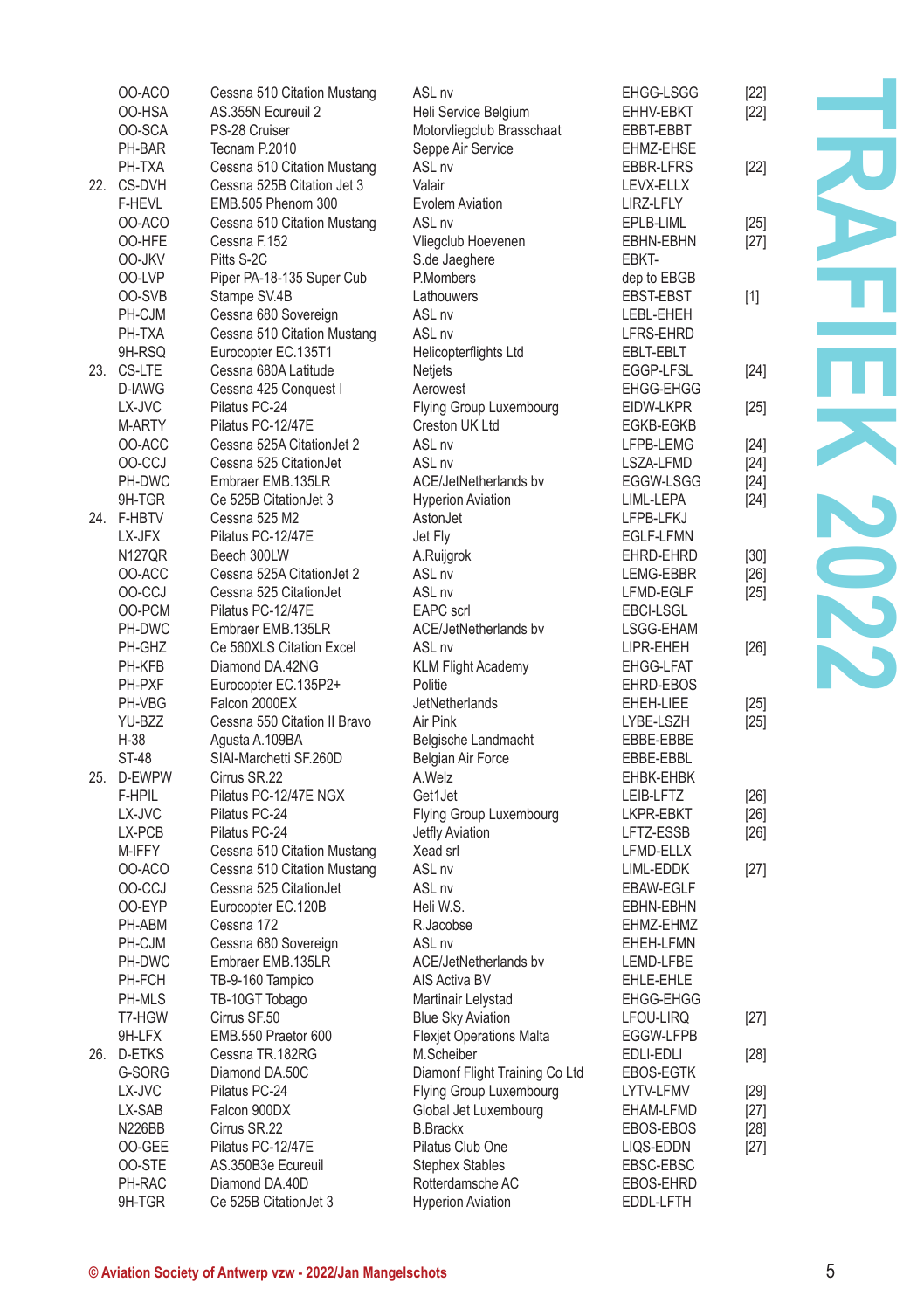# TRAFIEK 2022

| Day | Registration | Type | Operator | Route | Note |
|---|---|---|---|---|---|
| | OO-ACO | Cessna 510 Citation Mustang | ASL nv | EHGG-LSGG | [22] |
| | OO-HSA | AS.355N Ecureuil 2 | Heli Service Belgium | EHHV-EBKT | [22] |
| | OO-SCA | PS-28 Cruiser | Motorvliegclub Brasschaat | EBBT-EBBT | |
| | PH-BAR | Tecnam P.2010 | Seppe Air Service | EHMZ-EHSE | |
| | PH-TXA | Cessna 510 Citation Mustang | ASL nv | EBBR-LFRS | [22] |
| 22. | CS-DVH | Cessna 525B Citation Jet 3 | Valair | LEVX-ELLX | |
| | F-HEVL | EMB.505 Phenom 300 | Evolem Aviation | LIRZ-LFLY | |
| | OO-ACO | Cessna 510 Citation Mustang | ASL nv | EPLB-LIML | [25] |
| | OO-HFE | Cessna F.152 | Vliegclub Hoevenen | EBHN-EBHN | [27] |
| | OO-JKV | Pitts S-2C | S.de Jaeghere | EBKT- | |
| | OO-LVP | Piper PA-18-135 Super Cub | P.Members | dep to EBGB | |
| | OO-SVB | Stampe SV.4B | Lathouwers | EBST-EBST | [1] |
| | PH-CJM | Cessna 680 Sovereign | ASL nv | LEBL-EHEH | |
| | PH-TXA | Cessna 510 Citation Mustang | ASL nv | LFRS-EHRD | |
| | 9H-RSQ | Eurocopter EC.135T1 | Helicopterflights Ltd | EBLT-EBLT | |
| 23. | CS-LTE | Cessna 680A Latitude | Netjets | EGGP-LFSL | [24] |
| | D-IAWG | Cessna 425 Conquest I | Aerowest | EHGG-EHGG | |
| | LX-JVC | Pilatus PC-24 | Flying Group Luxembourg | EIDW-LKPR | [25] |
| | M-ARTY | Pilatus PC-12/47E | Creston UK Ltd | EGKB-EGKB | |
| | OO-ACC | Cessna 525A CitationJet 2 | ASL nv | LFPB-LEMG | [24] |
| | OO-CCJ | Cessna 525 CitationJet | ASL nv | LSZA-LFMD | [24] |
| | PH-DWC | Embraer EMB.135LR | ACE/JetNetherlands bv | EGGW-LSGG | [24] |
| | 9H-TGR | Ce 525B CitationJet 3 | Hyperion Aviation | LIML-LEPA | [24] |
| 24. | F-HBTV | Cessna 525 M2 | AstonJet | LFPB-LFKJ | |
| | LX-JFX | Pilatus PC-12/47E | Jet Fly | EGLF-LFMN | |
| | N127QR | Beech 300LW | A.Ruijgrok | EHRD-EHRD | [30] |
| | OO-ACC | Cessna 525A CitationJet 2 | ASL nv | LEMG-EBBR | [26] |
| | OO-CCJ | Cessna 525 CitationJet | ASL nv | LFMD-EGLF | [25] |
| | OO-PCM | Pilatus PC-12/47E | EAPC scrl | EBCI-LSGL | |
| | PH-DWC | Embraer EMB.135LR | ACE/JetNetherlands bv | LSGG-EHAM | |
| | PH-GHZ | Ce 560XLS Citation Excel | ASL nv | LIPR-EHEH | [26] |
| | PH-KFB | Diamond DA.42NG | KLM Flight Academy | EHGG-LFAT | |
| | PH-PXF | Eurocopter EC.135P2+ | Politie | EHRD-EBOS | |
| | PH-VBG | Falcon 2000EX | JetNetherlands | EHEH-LIEE | [25] |
| | YU-BZZ | Cessna 550 Citation II Bravo | Air Pink | LYBE-LSZH | [25] |
| | H-38 | Agusta A.109BA | Belgische Landmacht | EBBE-EBBE | |
| | ST-48 | SIAI-Marchetti SF.260D | Belgian Air Force | EBBE-EBBL | |
| 25. | D-EWPW | Cirrus SR.22 | A.Welz | EHBK-EHBK | |
| | F-HPIL | Pilatus PC-12/47E NGX | Get1Jet | LEIB-LFTZ | [26] |
| | LX-JVC | Pilatus PC-24 | Flying Group Luxembourg | LKPR-EBKT | [26] |
| | LX-PCB | Pilatus PC-24 | Jetfly Aviation | LFTZ-ESSB | [26] |
| | M-IFFY | Cessna 510 Citation Mustang | Xead srl | LFMD-ELLX | |
| | OO-ACO | Cessna 510 Citation Mustang | ASL nv | LIML-EDDK | [27] |
| | OO-CCJ | Cessna 525 CitationJet | ASL nv | EBAW-EGLF | |
| | OO-EYP | Eurocopter EC.120B | Heli W.S. | EBHN-EBHN | |
| | PH-ABM | Cessna 172 | R.Jacobse | EHMZ-EHMZ | |
| | PH-CJM | Cessna 680 Sovereign | ASL nv | EHEH-LFMN | |
| | PH-DWC | Embraer EMB.135LR | ACE/JetNetherlands bv | LEMD-LFBE | |
| | PH-FCH | TB-9-160 Tampico | AIS Activa BV | EHLE-EHLE | |
| | PH-MLS | TB-10GT Tobago | Martinair Lelystad | EHGG-EHGG | |
| | T7-HGW | Cirrus SF.50 | Blue Sky Aviation | LFOU-LIRQ | [27] |
| | 9H-LFX | EMB.550 Praetor 600 | Flexjet Operations Malta | EGGW-LFPB | |
| 26. | D-ETKS | Cessna TR.182RG | M.Scheiber | EDLI-EDLI | [28] |
| | G-SORG | Diamond DA.50C | Diamonf Flight Training Co Ltd | EBOS-EGTK | |
| | LX-JVC | Pilatus PC-24 | Flying Group Luxembourg | LYTV-LFMV | [29] |
| | LX-SAB | Falcon 900DX | Global Jet Luxembourg | EHAM-LFMD | [27] |
| | N226BB | Cirrus SR.22 | B.Brackx | EBOS-EBOS | [28] |
| | OO-GEE | Pilatus PC-12/47E | Pilatus Club One | LIQS-EDDN | [27] |
| | OO-STE | AS.350B3e Ecureuil | Stephex Stables | EBSC-EBSC | |
| | PH-RAC | Diamond DA.40D | Rotterdamsche AC | EBOS-EHRD | |
| | 9H-TGR | Ce 525B CitationJet 3 | Hyperion Aviation | EDDL-LFTH | |

**© Aviation Society of Antwerp vzw - 2022/Jan Mangelschots**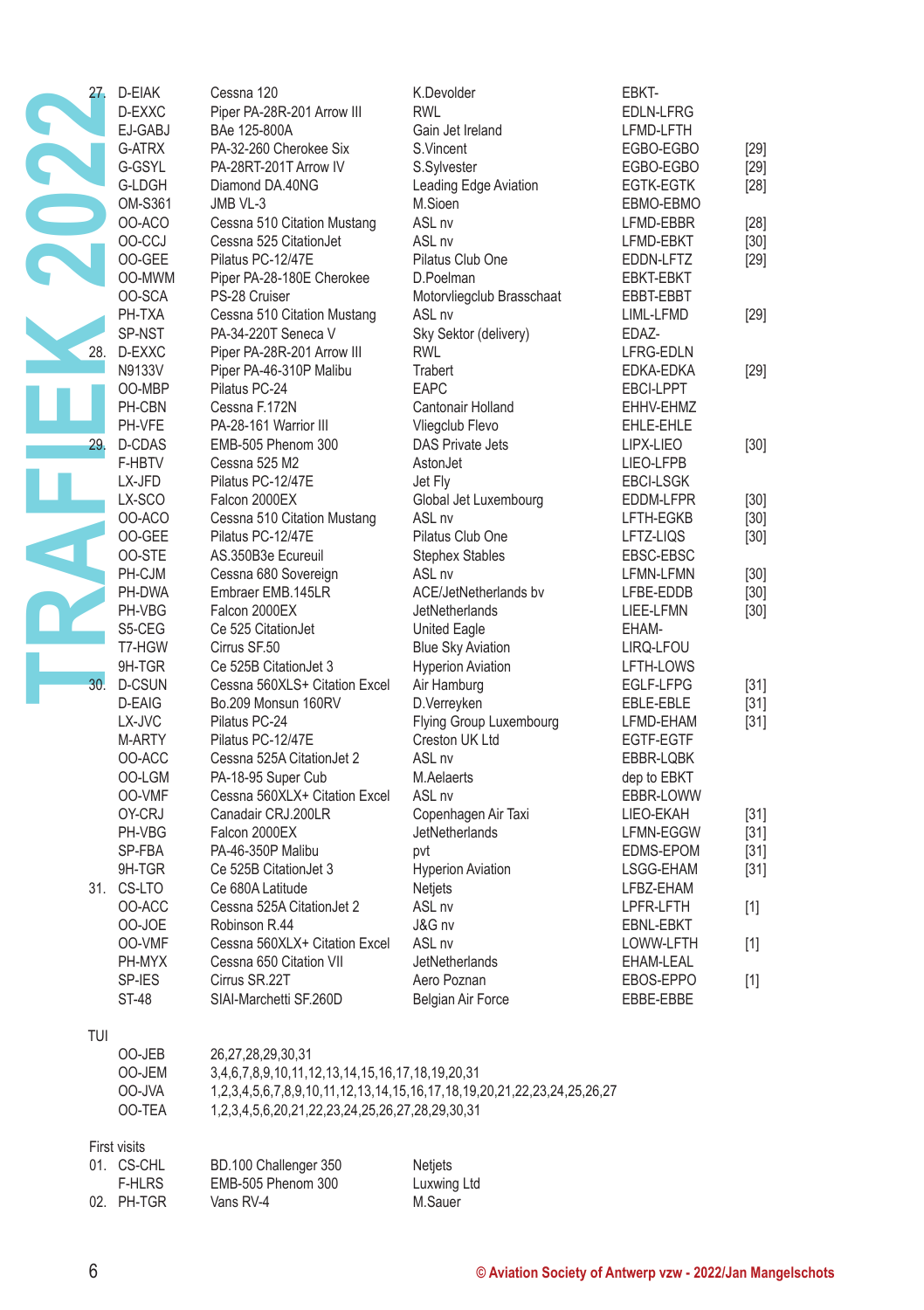| | | | | | |
|---|---|---|---|---|---|
| 27. | D-EIAK | Cessna 120 | K.Devolder | EBKT- | |
| | D-EXXC | Piper PA-28R-201 Arrow III | RWL | EDLN-LFRG | |
| | EJ-GABJ | BAe 125-800A | Gain Jet Ireland | LFMD-LFTH | |
| | G-ATRX | PA-32-260 Cherokee Six | S.Vincent | EGBO-EGBO | [29] |
| | G-GSYL | PA-28RT-201T Arrow IV | S.Sylvester | EGBO-EGBO | [29] |
| | G-LDGH | Diamond DA.40NG | Leading Edge Aviation | EGTK-EGTK | [28] |
| | OM-S361 | JMB VL-3 | M.Sioen | EBMO-EBMO | |
| | OO-ACO | Cessna 510 Citation Mustang | ASL nv | LFMD-EBBR | [28] |
| | OO-CCJ | Cessna 525 CitationJet | ASL nv | LFMD-EBKT | [30] |
| | OO-GEE | Pilatus PC-12/47E | Pilatus Club One | EDDN-LFTZ | [29] |
| | OO-MWM | Piper PA-28-180E Cherokee | D.Poelman | EBKT-EBKT | |
| | OO-SCA | PS-28 Cruiser | Motorvliegclub Brasschaat | EBBT-EBBT | |
| | PH-TXA | Cessna 510 Citation Mustang | ASL nv | LIML-LFMD | [29] |
| | SP-NST | PA-34-220T Seneca V | Sky Sektor (delivery) | EDAZ- | |
| 28. | D-EXXC | Piper PA-28R-201 Arrow III | RWL | LFRG-EDLN | |
| | N9133V | Piper PA-46-310P Malibu | Trabert | EDKA-EDKA | [29] |
| | OO-MBP | Pilatus PC-24 | EAPC | EBCI-LPPT | |
| | PH-CBN | Cessna F.172N | Cantonair Holland | EHHV-EHMZ | |
| | PH-VFE | PA-28-161 Warrior III | Vliegclub Flevo | EHLE-EHLE | |
| 29. | D-CDAS | EMB-505 Phenom 300 | DAS Private Jets | LIPX-LIEO | [30] |
| | F-HBTV | Cessna 525 M2 | AstonJet | LIEO-LFPB | |
| | LX-JFD | Pilatus PC-12/47E | Jet Fly | EBCI-LSGK | |
| | LX-SCO | Falcon 2000EX | Global Jet Luxembourg | EDDM-LFPR | [30] |
| | OO-ACO | Cessna 510 Citation Mustang | ASL nv | LFTH-EGKB | [30] |
| | OO-GEE | Pilatus PC-12/47E | Pilatus Club One | LFTZ-LIQS | [30] |
| | OO-STE | AS.350B3e Ecureuil | Stephex Stables | EBSC-EBSC | |
| | PH-CJM | Cessna 680 Sovereign | ASL nv | LFMN-LFMN | [30] |
| | PH-DWA | Embraer EMB.145LR | ACE/JetNetherlands bv | LFBE-EDDB | [30] |
| | PH-VBG | Falcon 2000EX | JetNetherlands | LIEE-LFMN | [30] |
| | S5-CEG | Ce 525 CitationJet | United Eagle | EHAM- | |
| | T7-HGW | Cirrus SF.50 | Blue Sky Aviation | LIRQ-LFOU | |
| | 9H-TGR | Ce 525B CitationJet 3 | Hyperion Aviation | LFTH-LOWS | |
| 30. | D-CSUN | Cessna 560XLS+ Citation Excel | Air Hamburg | EGLF-LFPG | [31] |
| | D-EAIG | Bo.209 Monsun 160RV | D.Verreyken | EBLE-EBLE | [31] |
| | LX-JVC | Pilatus PC-24 | Flying Group Luxembourg | LFMD-EHAM | [31] |
| | M-ARTY | Pilatus PC-12/47E | Creston UK Ltd | EGTF-EGTF | |
| | OO-ACC | Cessna 525A CitationJet 2 | ASL nv | EBBR-LQBK | |
| | OO-LGM | PA-18-95 Super Cub | M.Aelaerts | dep to EBKT | |
| | OO-VMF | Cessna 560XLX+ Citation Excel | ASL nv | EBBR-LOWW | |
| | OY-CRJ | Canadair CRJ.200LR | Copenhagen Air Taxi | LIEO-EKAH | [31] |
| | PH-VBG | Falcon 2000EX | JetNetherlands | LFMN-EGGW | [31] |
| | SP-FBA | PA-46-350P Malibu | pvt | EDMS-EPOM | [31] |
| | 9H-TGR | Ce 525B CitationJet 3 | Hyperion Aviation | LSGG-EHAM | [31] |
| 31. | CS-LTO | Ce 680A Latitude | Netjets | LFBZ-EHAM | |
| | OO-ACC | Cessna 525A CitationJet 2 | ASL nv | LPFR-LFTH | [1] |
| | OO-JOE | Robinson R.44 | J&G nv | EBNL-EBKT | |
| | OO-VMF | Cessna 560XLX+ Citation Excel | ASL nv | LOWW-LFTH | [1] |
| | PH-MYX | Cessna 650 Citation VII | JetNetherlands | EHAM-LEAL | |
| | SP-IES | Cirrus SR.22T | Aero Poznan | EBOS-EPPO | [1] |
| | ST-48 | SIAI-Marchetti SF.260D | Belgian Air Force | EBBE-EBBE | |

TUI

| | |
|---|---|
| OO-JEB | 26,27,28,29,30,31 |
| OO-JEM | 3,4,6,7,8,9,10,11,12,13,14,15,16,17,18,19,20,31 |
| OO-JVA | 1,2,3,4,5,6,7,8,9,10,11,12,13,14,15,16,17,18,19,20,21,22,23,24,25,26,27 |
| OO-TEA | 1,2,3,4,5,6,20,21,22,23,24,25,26,27,28,29,30,31 |

First visits

| | | | |
|---|---|---|---|
| 01. | CS-CHL | BD.100 Challenger 350 | Netjets |
| | F-HLRS | EMB-505 Phenom 300 | Luxwing Ltd |
| 02. | PH-TGR | Vans RV-4 | M.Sauer |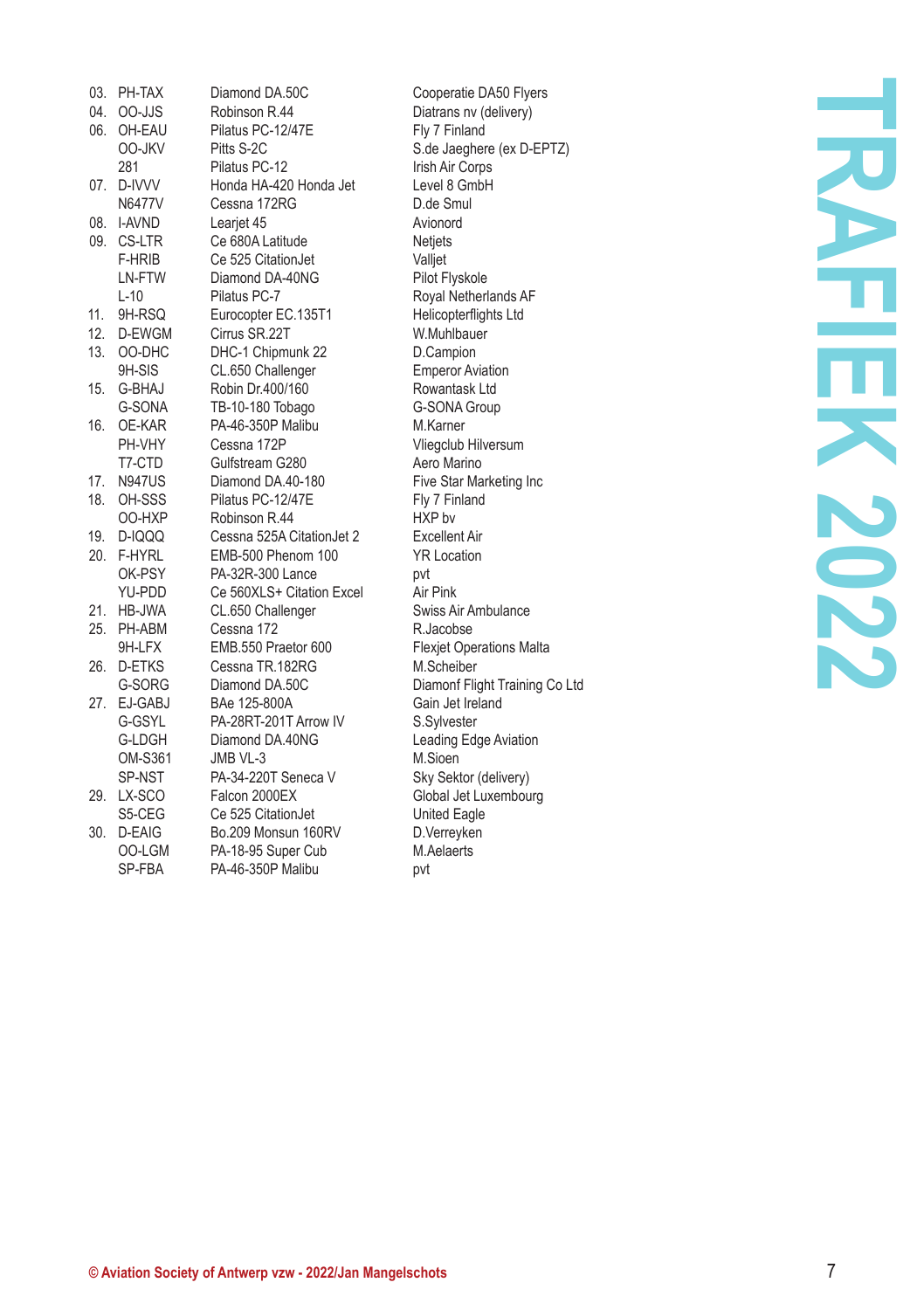# TRAFIEK 2022

| | | | |
|---|---|---|---|
| 03. | PH-TAX | Diamond DA.50C | Cooperatie DA50 Flyers |
| 04. | OO-JJS | Robinson R.44 | Diatrans nv (delivery) |
| 06. | OH-EAU | Pilatus PC-12/47E | Fly 7 Finland |
| | OO-JKV | Pitts S-2C | S.de Jaeghere (ex D-EPTZ) |
| | 281 | Pilatus PC-12 | Irish Air Corps |
| 07. | D-IVVV | Honda HA-420 Honda Jet | Level 8 GmbH |
| | N6477V | Cessna 172RG | D.de Smul |
| 08. | I-AVND | Learjet 45 | Avionord |
| 09. | CS-LTR | Ce 680A Latitude | Netjets |
| | F-HRIB | Ce 525 CitationJet | Valljet |
| | LN-FTW | Diamond DA-40NG | Pilot Flyskole |
| | L-10 | Pilatus PC-7 | Royal Netherlands AF |
| 11. | 9H-RSQ | Eurocopter EC.135T1 | Helicopterflights Ltd |
| 12. | D-EWGM | Cirrus SR.22T | W.Muhlbauer |
| 13. | OO-DHC | DHC-1 Chipmunk 22 | D.Campion |
| | 9H-SIS | CL.650 Challenger | Emperor Aviation |
| 15. | G-BHAJ | Robin Dr.400/160 | Rowantask Ltd |
| | G-SONA | TB-10-180 Tobago | G-SONA Group |
| 16. | OE-KAR | PA-46-350P Malibu | M.Karner |
| | PH-VHY | Cessna 172P | Vliegclub Hilversum |
| | T7-CTD | Gulfstream G280 | Aero Marino |
| 17. | N947US | Diamond DA.40-180 | Five Star Marketing Inc |
| 18. | OH-SSS | Pilatus PC-12/47E | Fly 7 Finland |
| | OO-HXP | Robinson R.44 | HXP bv |
| 19. | D-IQQQ | Cessna 525A CitationJet 2 | Excellent Air |
| 20. | F-HYRL | EMB-500 Phenom 100 | YR Location |
| | OK-PSY | PA-32R-300 Lance | pvt |
| | YU-PDD | Ce 560XLS+ Citation Excel | Air Pink |
| 21. | HB-JWA | CL.650 Challenger | Swiss Air Ambulance |
| 25. | PH-ABM | Cessna 172 | R.Jacobse |
| | 9H-LFX | EMB.550 Praetor 600 | Flexjet Operations Malta |
| 26. | D-ETKS | Cessna TR.182RG | M.Scheiber |
| | G-SORG | Diamond DA.50C | Diamonf Flight Training Co Ltd |
| 27. | EJ-GABJ | BAe 125-800A | Gain Jet Ireland |
| | G-GSYL | PA-28RT-201T Arrow IV | S.Sylvester |
| | G-LDGH | Diamond DA.40NG | Leading Edge Aviation |
| | OM-S361 | JMB VL-3 | M.Sioen |
| | SP-NST | PA-34-220T Seneca V | Sky Sektor (delivery) |
| 29. | LX-SCO | Falcon 2000EX | Global Jet Luxembourg |
| | S5-CEG | Ce 525 CitationJet | United Eagle |
| 30. | D-EAIG | Bo.209 Monsun 160RV | D.Verreyken |
| | OO-LGM | PA-18-95 Super Cub | M.Aelaerts |
| | SP-FBA | PA-46-350P Malibu | pvt |

**© Aviation Society of Antwerp vzw - 2022/Jan Mangelschots**